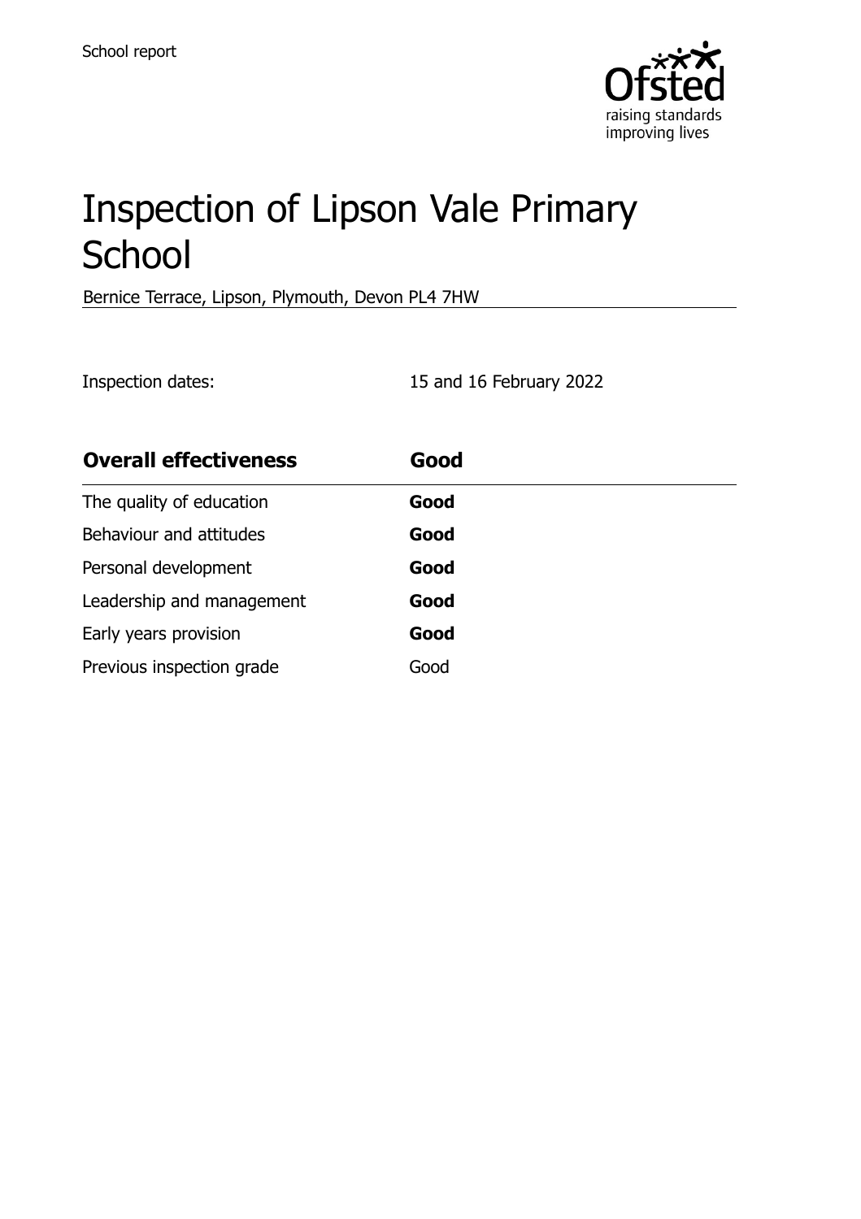School report

# Inspection of Lipson Vale Primary School

Bernice Terrace, Lipson, Plymouth, Devon PL4 7HW

Inspection dates: 15 and 16 February 2022

| **Overall effectiveness** | **Good** |
| --- | --- |
| The quality of education | **Good** |
| Behaviour and attitudes | **Good** |
| Personal development | **Good** |
| Leadership and management | **Good** |
| Early years provision | **Good** |
| Previous inspection grade | Good |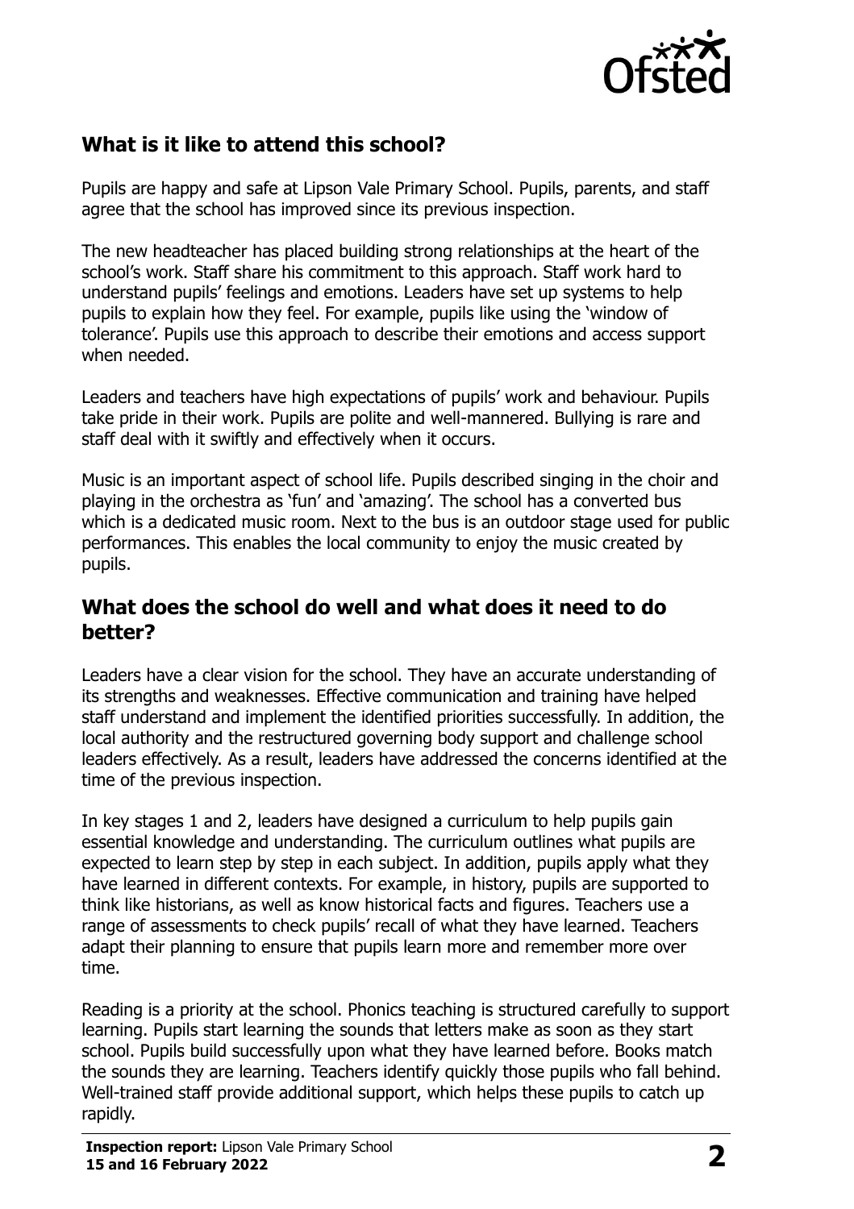## What is it like to attend this school?

Pupils are happy and safe at Lipson Vale Primary School. Pupils, parents, and staff agree that the school has improved since its previous inspection.

The new headteacher has placed building strong relationships at the heart of the school's work. Staff share his commitment to this approach. Staff work hard to understand pupils' feelings and emotions. Leaders have set up systems to help pupils to explain how they feel. For example, pupils like using the 'window of tolerance'. Pupils use this approach to describe their emotions and access support when needed.

Leaders and teachers have high expectations of pupils' work and behaviour. Pupils take pride in their work. Pupils are polite and well-mannered. Bullying is rare and staff deal with it swiftly and effectively when it occurs.

Music is an important aspect of school life. Pupils described singing in the choir and playing in the orchestra as 'fun' and 'amazing'. The school has a converted bus which is a dedicated music room. Next to the bus is an outdoor stage used for public performances. This enables the local community to enjoy the music created by pupils.

## What does the school do well and what does it need to do better?

Leaders have a clear vision for the school. They have an accurate understanding of its strengths and weaknesses. Effective communication and training have helped staff understand and implement the identified priorities successfully. In addition, the local authority and the restructured governing body support and challenge school leaders effectively. As a result, leaders have addressed the concerns identified at the time of the previous inspection.

In key stages 1 and 2, leaders have designed a curriculum to help pupils gain essential knowledge and understanding. The curriculum outlines what pupils are expected to learn step by step in each subject. In addition, pupils apply what they have learned in different contexts. For example, in history, pupils are supported to think like historians, as well as know historical facts and figures. Teachers use a range of assessments to check pupils' recall of what they have learned. Teachers adapt their planning to ensure that pupils learn more and remember more over time.

Reading is a priority at the school. Phonics teaching is structured carefully to support learning. Pupils start learning the sounds that letters make as soon as they start school. Pupils build successfully upon what they have learned before. Books match the sounds they are learning. Teachers identify quickly those pupils who fall behind. Well-trained staff provide additional support, which helps these pupils to catch up rapidly.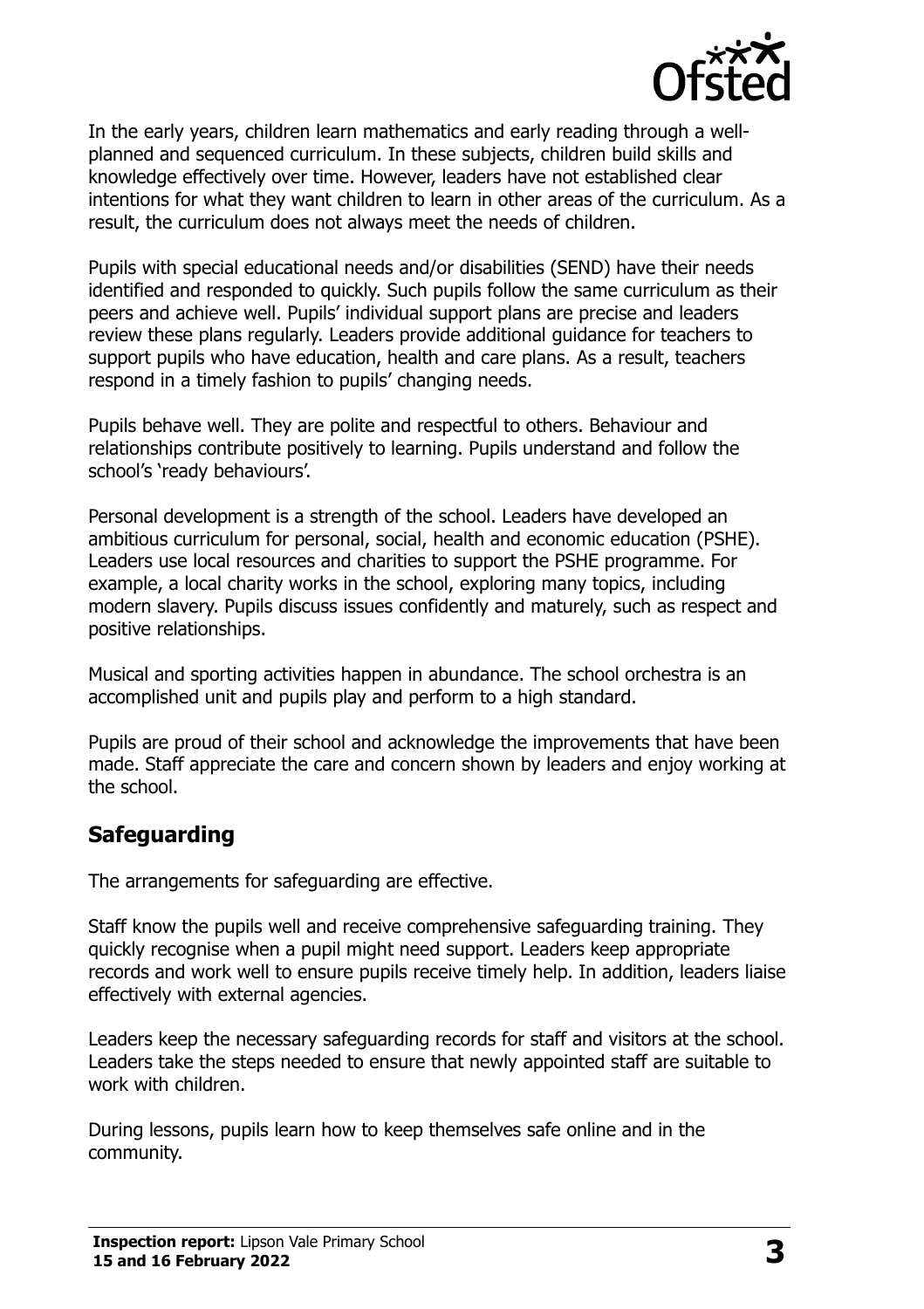In the early years, children learn mathematics and early reading through a well-planned and sequenced curriculum. In these subjects, children build skills and knowledge effectively over time. However, leaders have not established clear intentions for what they want children to learn in other areas of the curriculum. As a result, the curriculum does not always meet the needs of children.

Pupils with special educational needs and/or disabilities (SEND) have their needs identified and responded to quickly. Such pupils follow the same curriculum as their peers and achieve well. Pupils' individual support plans are precise and leaders review these plans regularly. Leaders provide additional guidance for teachers to support pupils who have education, health and care plans. As a result, teachers respond in a timely fashion to pupils' changing needs.

Pupils behave well. They are polite and respectful to others. Behaviour and relationships contribute positively to learning. Pupils understand and follow the school's 'ready behaviours'.

Personal development is a strength of the school. Leaders have developed an ambitious curriculum for personal, social, health and economic education (PSHE). Leaders use local resources and charities to support the PSHE programme. For example, a local charity works in the school, exploring many topics, including modern slavery. Pupils discuss issues confidently and maturely, such as respect and positive relationships.

Musical and sporting activities happen in abundance. The school orchestra is an accomplished unit and pupils play and perform to a high standard.

Pupils are proud of their school and acknowledge the improvements that have been made. Staff appreciate the care and concern shown by leaders and enjoy working at the school.

## Safeguarding

The arrangements for safeguarding are effective.

Staff know the pupils well and receive comprehensive safeguarding training. They quickly recognise when a pupil might need support. Leaders keep appropriate records and work well to ensure pupils receive timely help. In addition, leaders liaise effectively with external agencies.

Leaders keep the necessary safeguarding records for staff and visitors at the school. Leaders take the steps needed to ensure that newly appointed staff are suitable to work with children.

During lessons, pupils learn how to keep themselves safe online and in the community.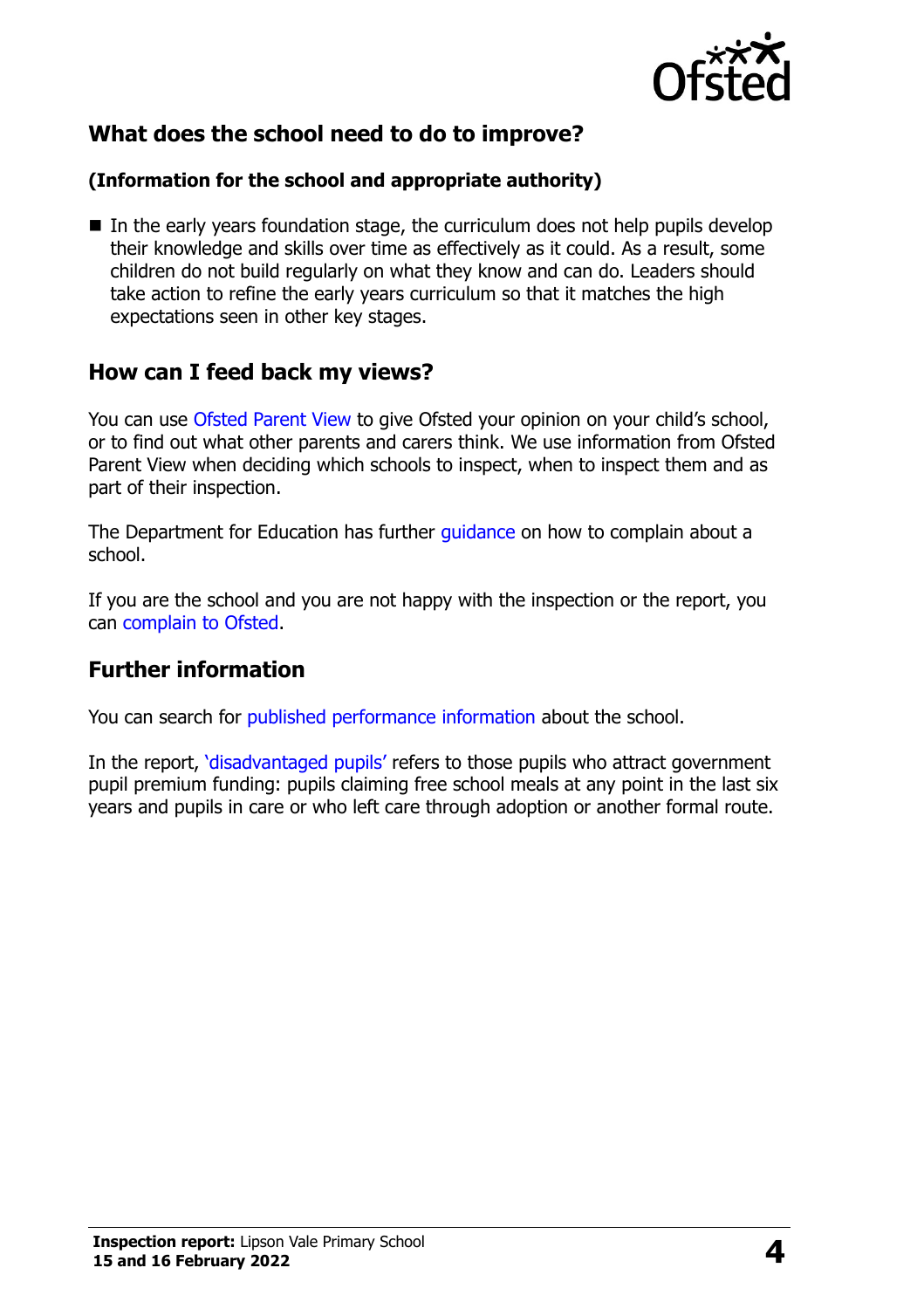## What does the school need to do to improve?

**(Information for the school and appropriate authority)**

- In the early years foundation stage, the curriculum does not help pupils develop their knowledge and skills over time as effectively as it could. As a result, some children do not build regularly on what they know and can do. Leaders should take action to refine the early years curriculum so that it matches the high expectations seen in other key stages.

## How can I feed back my views?

You can use Ofsted Parent View to give Ofsted your opinion on your child's school, or to find out what other parents and carers think. We use information from Ofsted Parent View when deciding which schools to inspect, when to inspect them and as part of their inspection.

The Department for Education has further guidance on how to complain about a school.

If you are the school and you are not happy with the inspection or the report, you can complain to Ofsted.

## Further information

You can search for published performance information about the school.

In the report, 'disadvantaged pupils' refers to those pupils who attract government pupil premium funding: pupils claiming free school meals at any point in the last six years and pupils in care or who left care through adoption or another formal route.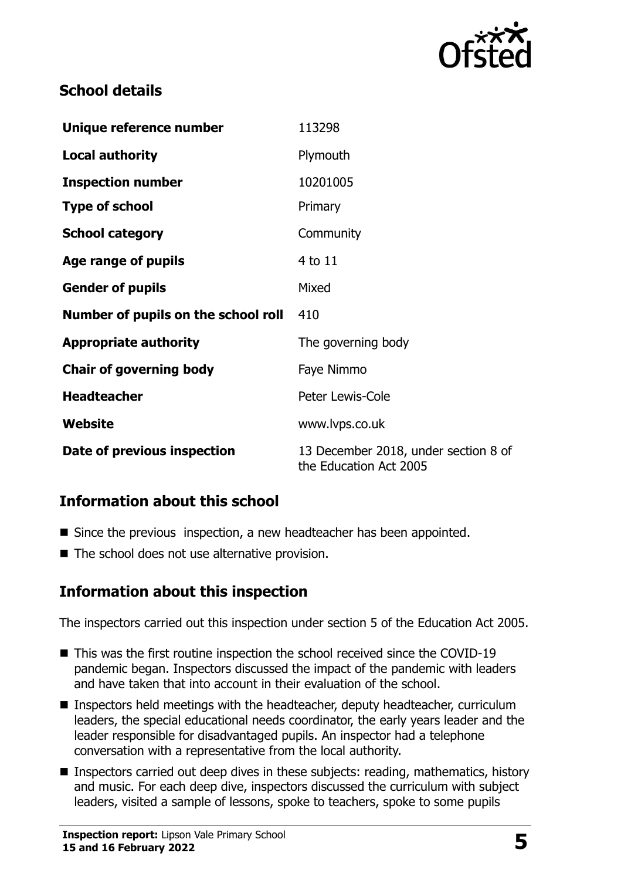## School details

| | |
|---|---|
| **Unique reference number** | 113298 |
| **Local authority** | Plymouth |
| **Inspection number** | 10201005 |
| **Type of school** | Primary |
| **School category** | Community |
| **Age range of pupils** | 4 to 11 |
| **Gender of pupils** | Mixed |
| **Number of pupils on the school roll** | 410 |
| **Appropriate authority** | The governing body |
| **Chair of governing body** | Faye Nimmo |
| **Headteacher** | Peter Lewis-Cole |
| **Website** | www.lvps.co.uk |
| **Date of previous inspection** | 13 December 2018, under section 8 of the Education Act 2005 |

## Information about this school

- Since the previous inspection, a new headteacher has been appointed.
- The school does not use alternative provision.

## Information about this inspection

The inspectors carried out this inspection under section 5 of the Education Act 2005.

- This was the first routine inspection the school received since the COVID-19 pandemic began. Inspectors discussed the impact of the pandemic with leaders and have taken that into account in their evaluation of the school.
- Inspectors held meetings with the headteacher, deputy headteacher, curriculum leaders, the special educational needs coordinator, the early years leader and the leader responsible for disadvantaged pupils. An inspector had a telephone conversation with a representative from the local authority.
- Inspectors carried out deep dives in these subjects: reading, mathematics, history and music. For each deep dive, inspectors discussed the curriculum with subject leaders, visited a sample of lessons, spoke to teachers, spoke to some pupils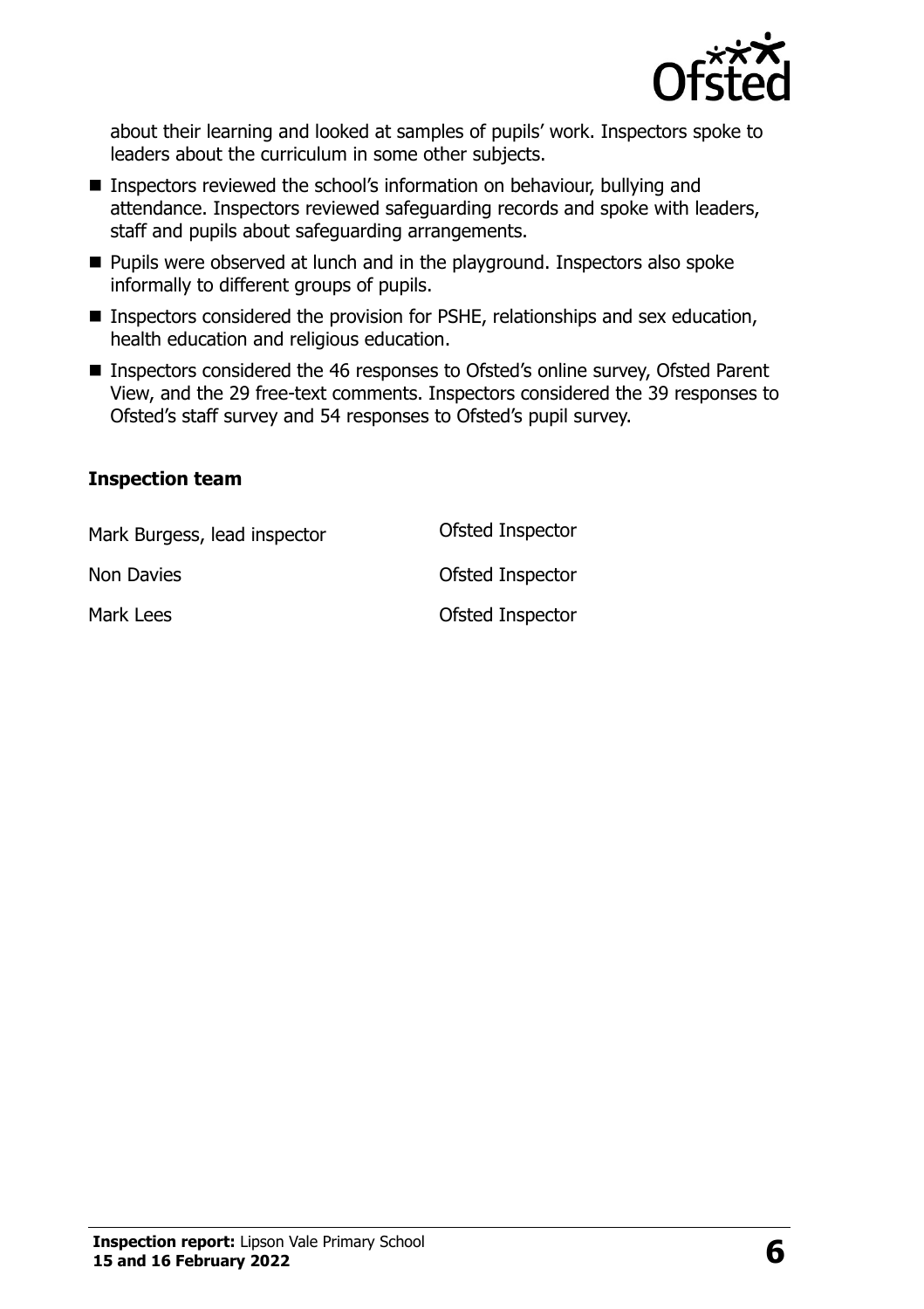about their learning and looked at samples of pupils' work. Inspectors spoke to leaders about the curriculum in some other subjects.

- Inspectors reviewed the school's information on behaviour, bullying and attendance. Inspectors reviewed safeguarding records and spoke with leaders, staff and pupils about safeguarding arrangements.
- Pupils were observed at lunch and in the playground. Inspectors also spoke informally to different groups of pupils.
- Inspectors considered the provision for PSHE, relationships and sex education, health education and religious education.
- Inspectors considered the 46 responses to Ofsted's online survey, Ofsted Parent View, and the 29 free-text comments. Inspectors considered the 39 responses to Ofsted's staff survey and 54 responses to Ofsted's pupil survey.

### Inspection team

| | |
|---|---|
| Mark Burgess, lead inspector | Ofsted Inspector |
| Non Davies | Ofsted Inspector |
| Mark Lees | Ofsted Inspector |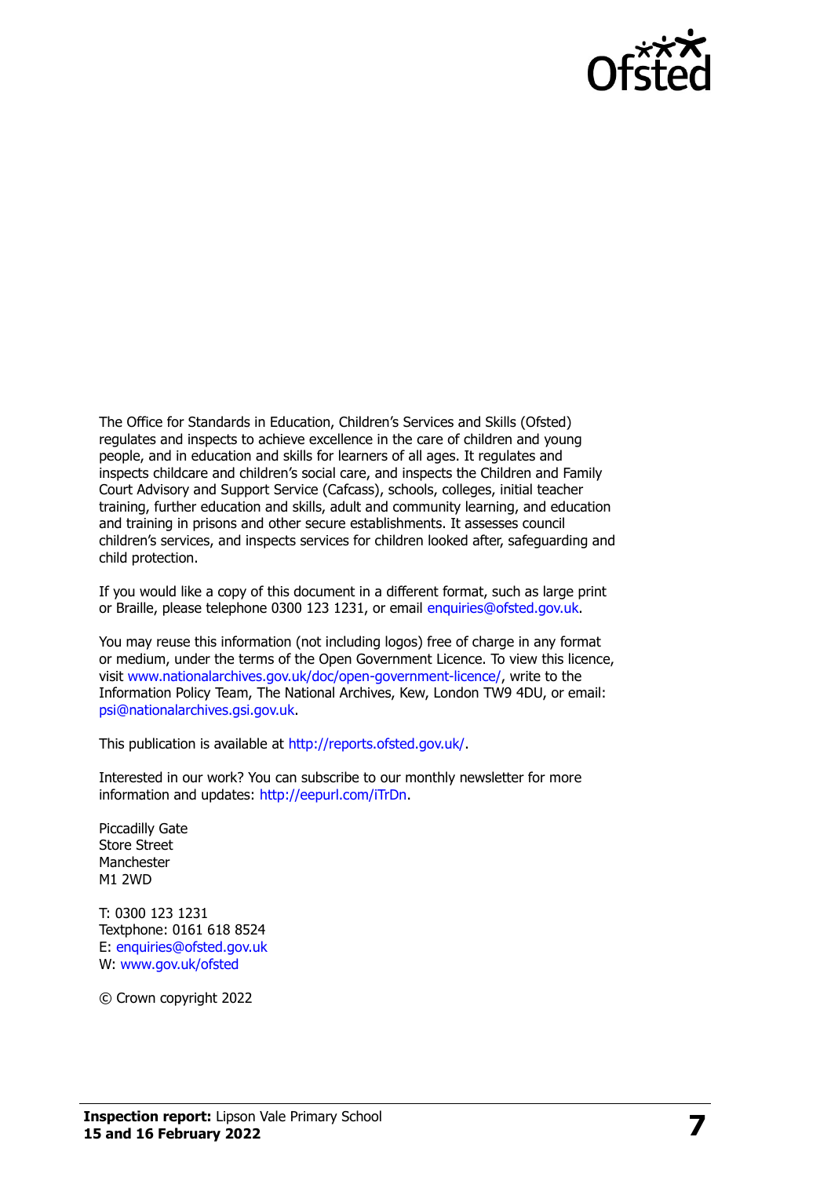The Office for Standards in Education, Children's Services and Skills (Ofsted) regulates and inspects to achieve excellence in the care of children and young people, and in education and skills for learners of all ages. It regulates and inspects childcare and children's social care, and inspects the Children and Family Court Advisory and Support Service (Cafcass), schools, colleges, initial teacher training, further education and skills, adult and community learning, and education and training in prisons and other secure establishments. It assesses council children's services, and inspects services for children looked after, safeguarding and child protection.

If you would like a copy of this document in a different format, such as large print or Braille, please telephone 0300 123 1231, or email enquiries@ofsted.gov.uk.

You may reuse this information (not including logos) free of charge in any format or medium, under the terms of the Open Government Licence. To view this licence, visit www.nationalarchives.gov.uk/doc/open-government-licence/, write to the Information Policy Team, The National Archives, Kew, London TW9 4DU, or email: psi@nationalarchives.gsi.gov.uk.

This publication is available at http://reports.ofsted.gov.uk/.

Interested in our work? You can subscribe to our monthly newsletter for more information and updates: http://eepurl.com/iTrDn.

Piccadilly Gate
Store Street
Manchester
M1 2WD

T: 0300 123 1231
Textphone: 0161 618 8524
E: enquiries@ofsted.gov.uk
W: www.gov.uk/ofsted

© Crown copyright 2022